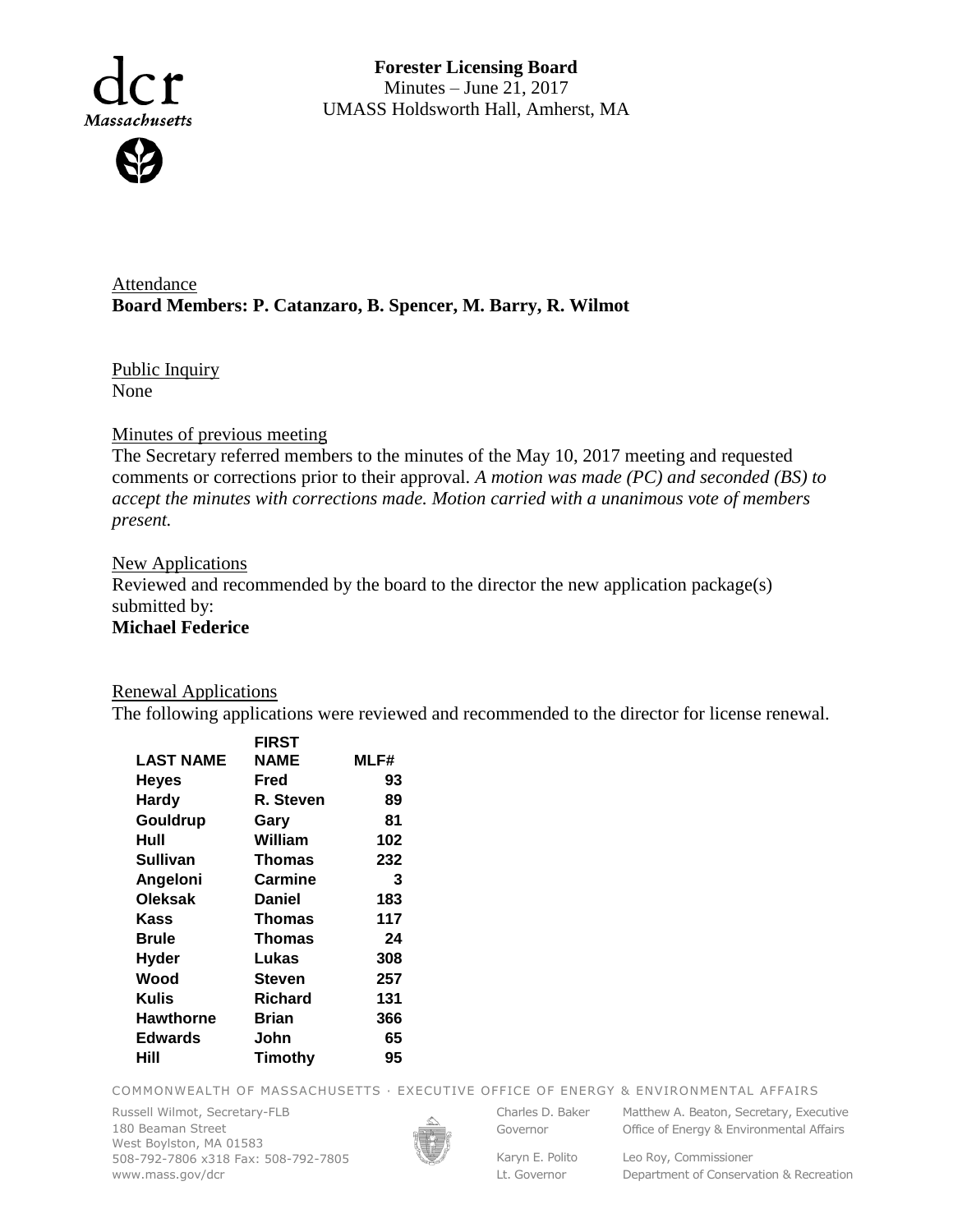**Forester Licensing Board**
Minutes – June 21, 2017
UMASS Holdsworth Hall, Amherst, MA

Attendance
**Board Members: P. Catanzaro, B. Spencer, M. Barry, R. Wilmot**

Public Inquiry
None

Minutes of previous meeting
The Secretary referred members to the minutes of the May 10, 2017 meeting and requested comments or corrections prior to their approval. *A motion was made (PC) and seconded (BS) to accept the minutes with corrections made. Motion carried with a unanimous vote of members present.*

New Applications
Reviewed and recommended by the board to the director the new application package(s) submitted by:
**Michael Federice**

Renewal Applications
The following applications were reviewed and recommended to the director for license renewal.

| LAST NAME | FIRST NAME | MLF# |
|---|---|---|
| Heyes | Fred | 93 |
| Hardy | R. Steven | 89 |
| Gouldrup | Gary | 81 |
| Hull | William | 102 |
| Sullivan | Thomas | 232 |
| Angeloni | Carmine | 3 |
| Oleksak | Daniel | 183 |
| Kass | Thomas | 117 |
| Brule | Thomas | 24 |
| Hyder | Lukas | 308 |
| Wood | Steven | 257 |
| Kulis | Richard | 131 |
| Hawthorne | Brian | 366 |
| Edwards | John | 65 |
| Hill | Timothy | 95 |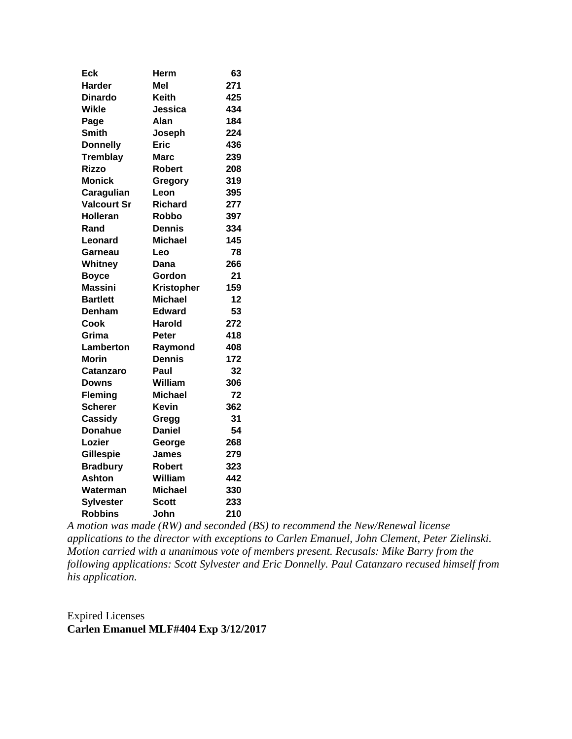| | | |
|---|---|---|
| **Eck** | **Herm** | **63** |
| **Harder** | **Mel** | **271** |
| **Dinardo** | **Keith** | **425** |
| **Wikle** | **Jessica** | **434** |
| **Page** | **Alan** | **184** |
| **Smith** | **Joseph** | **224** |
| **Donnelly** | **Eric** | **436** |
| **Tremblay** | **Marc** | **239** |
| **Rizzo** | **Robert** | **208** |
| **Monick** | **Gregory** | **319** |
| **Caragulian** | **Leon** | **395** |
| **Valcourt Sr** | **Richard** | **277** |
| **Holleran** | **Robbo** | **397** |
| **Rand** | **Dennis** | **334** |
| **Leonard** | **Michael** | **145** |
| **Garneau** | **Leo** | **78** |
| **Whitney** | **Dana** | **266** |
| **Boyce** | **Gordon** | **21** |
| **Massini** | **Kristopher** | **159** |
| **Bartlett** | **Michael** | **12** |
| **Denham** | **Edward** | **53** |
| **Cook** | **Harold** | **272** |
| **Grima** | **Peter** | **418** |
| **Lamberton** | **Raymond** | **408** |
| **Morin** | **Dennis** | **172** |
| **Catanzaro** | **Paul** | **32** |
| **Downs** | **William** | **306** |
| **Fleming** | **Michael** | **72** |
| **Scherer** | **Kevin** | **362** |
| **Cassidy** | **Gregg** | **31** |
| **Donahue** | **Daniel** | **54** |
| **Lozier** | **George** | **268** |
| **Gillespie** | **James** | **279** |
| **Bradbury** | **Robert** | **323** |
| **Ashton** | **William** | **442** |
| **Waterman** | **Michael** | **330** |
| **Sylvester** | **Scott** | **233** |
| **Robbins** | **John** | **210** |

*A motion was made (RW) and seconded (BS) to recommend the New/Renewal license applications to the director with exceptions to Carlen Emanuel, John Clement, Peter Zielinski. Motion carried with a unanimous vote of members present. Recusals: Mike Barry from the following applications: Scott Sylvester and Eric Donnelly. Paul Catanzaro recused himself from his application.*

<u>Expired Licenses</u>

**Carlen Emanuel MLF#404 Exp 3/12/2017**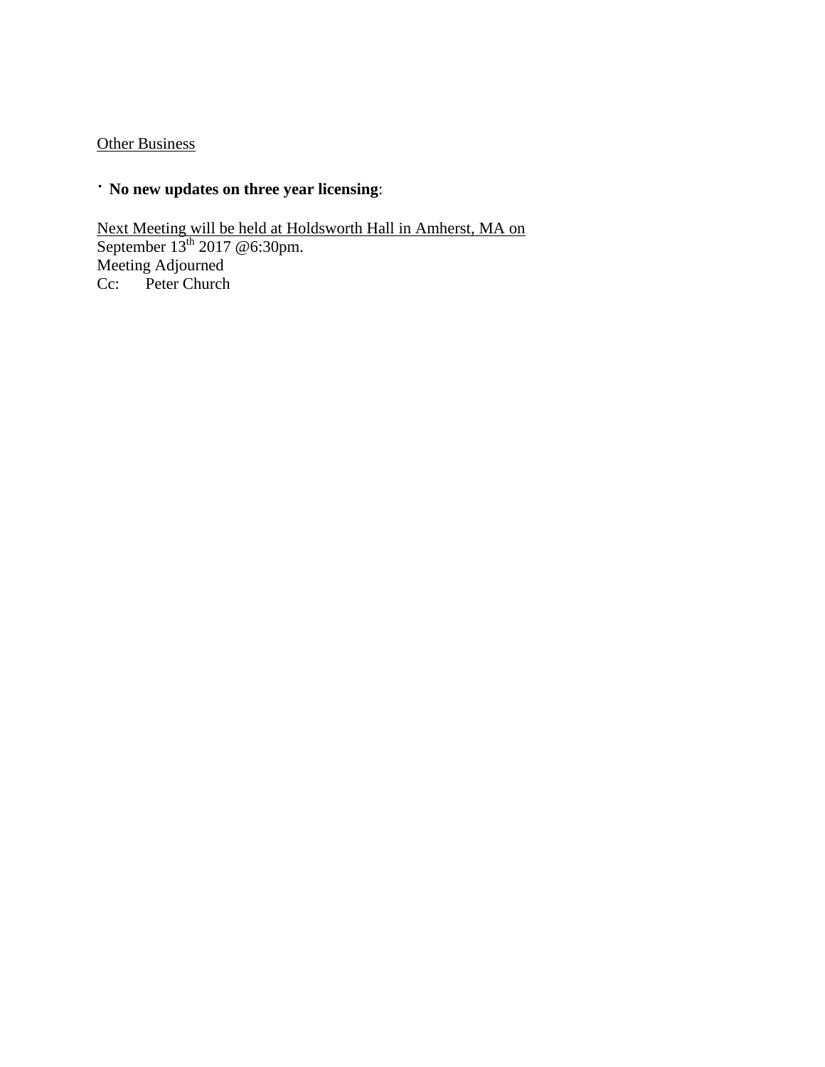Other Business

- **No new updates on three year licensing**:

Next Meeting will be held at Holdsworth Hall in Amherst, MA on September 13th 2017 @6:30pm.
Meeting Adjourned
Cc: Peter Church